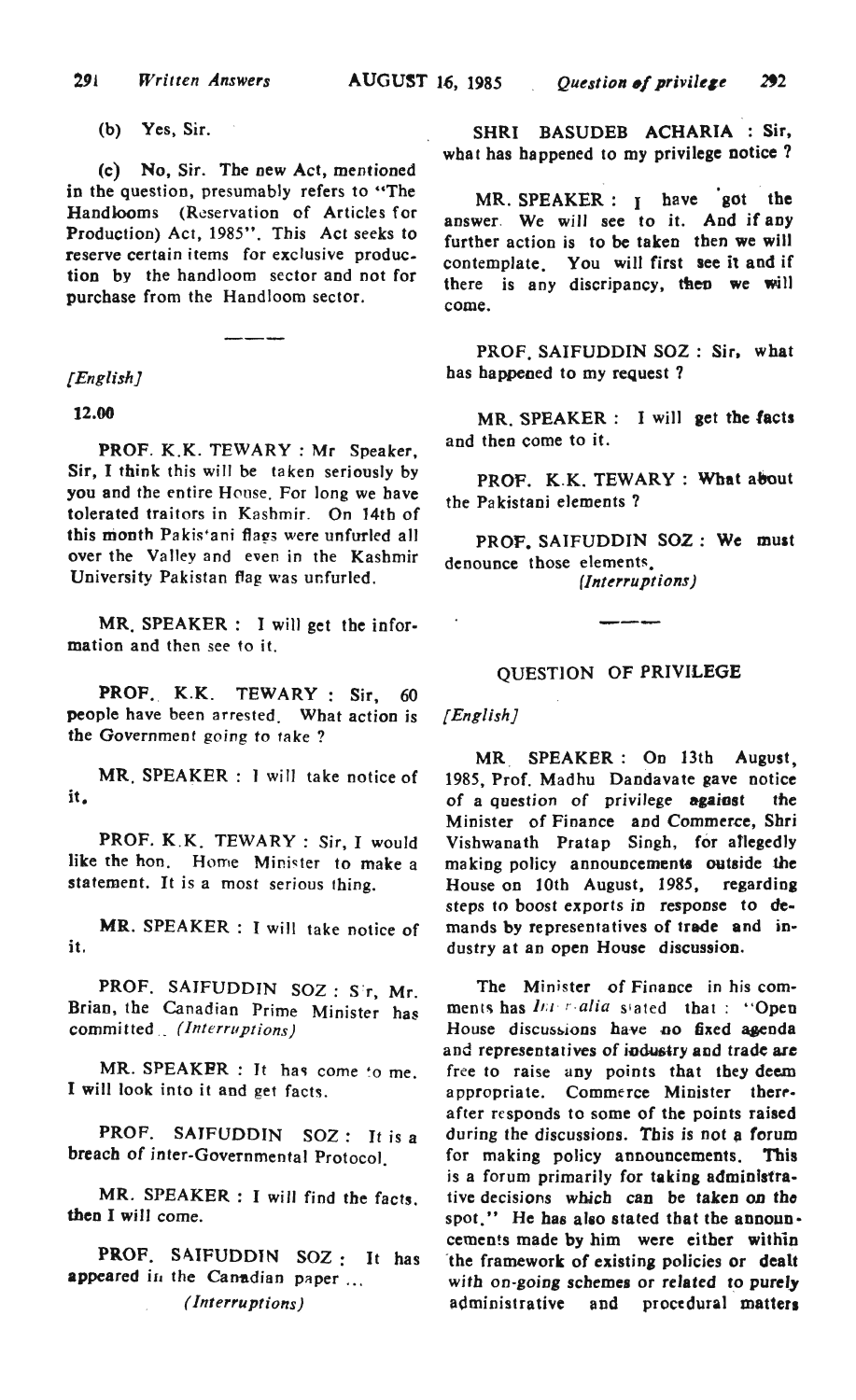(b) Yes, Sir.

(c) No, Sir. The new Act, mentioned in the question, presumably refers to "The Handlooms (Reservation of Articles for Production) Act, 1985". This Act seeks to reserve certain items for exclusive production by the handloom sector and not for purchase from the Handloom sector.

---

*[English]*

**12.00**

PROF. K.K. TEWARY : Mr Speaker, Sir, I think this will be taken seriously by you and the entire House. For long we have tolerated traitors in Kashmir. On 14th of this month Pakistani flags were unfurled all over the Valley and even in the Kashmir University Pakistan flag was unfurled.

MR. SPEAKER : I will get the information and then see to it.

PROF. K.K. TEWARY : Sir, 60 people have been arrested. What action is the Government going to take ?

MR. SPEAKER : I will take notice of it.

PROF. K.K. TEWARY : Sir, I would like the hon. Home Minister to make a statement. It is a most serious thing.

MR. SPEAKER : I will take notice of it.

PROF. SAIFUDDIN SOZ : Sir, Mr. Brian, the Canadian Prime Minister has committed .. *(Interruptions)*

MR. SPEAKER : It has come to me. I will look into it and get facts.

PROF. SAIFUDDIN SOZ : It is a breach of inter-Governmental Protocol.

MR. SPEAKER : I will find the facts, then I will come.

PROF. SAIFUDDIN SOZ : It has appeared in the Canadian paper ...

*(Interruptions)*

SHRI BASUDEB ACHARIA : Sir, what has happened to my privilege notice ?

MR. SPEAKER : I have got the answer. We will see to it. And if any further action is to be taken then we will contemplate. You will first see it and if there is any discripancy, then we will come.

PROF. SAIFUDDIN SOZ : Sir, what has happened to my request ?

MR. SPEAKER : I will get the facts and then come to it.

PROF. K.K. TEWARY : What about the Pakistani elements ?

PROF. SAIFUDDIN SOZ : We must denounce those elements.

*(Interruptions)*

---

## QUESTION OF PRIVILEGE

*[English]*

MR. SPEAKER : On 13th August, 1985, Prof. Madhu Dandavate gave notice of a question of privilege against the Minister of Finance and Commerce, Shri Vishwanath Pratap Singh, for allegedly making policy announcements outside the House on 10th August, 1985, regarding steps to boost exports in response to demands by representatives of trade and industry at an open House discussion.

The Minister of Finance in his comments has *inter alia* stated that : "Open House discussions have no fixed agenda and representatives of industry and trade are free to raise any points that they deem appropriate. Commerce Minister thereafter responds to some of the points raised during the discussions. This is not a forum for making policy announcements. This is a forum primarily for taking administrative decisions which can be taken on the spot." He has also stated that the announcements made by him were either within the framework of existing policies or dealt with on-going schemes or related to purely administrative and procedural matters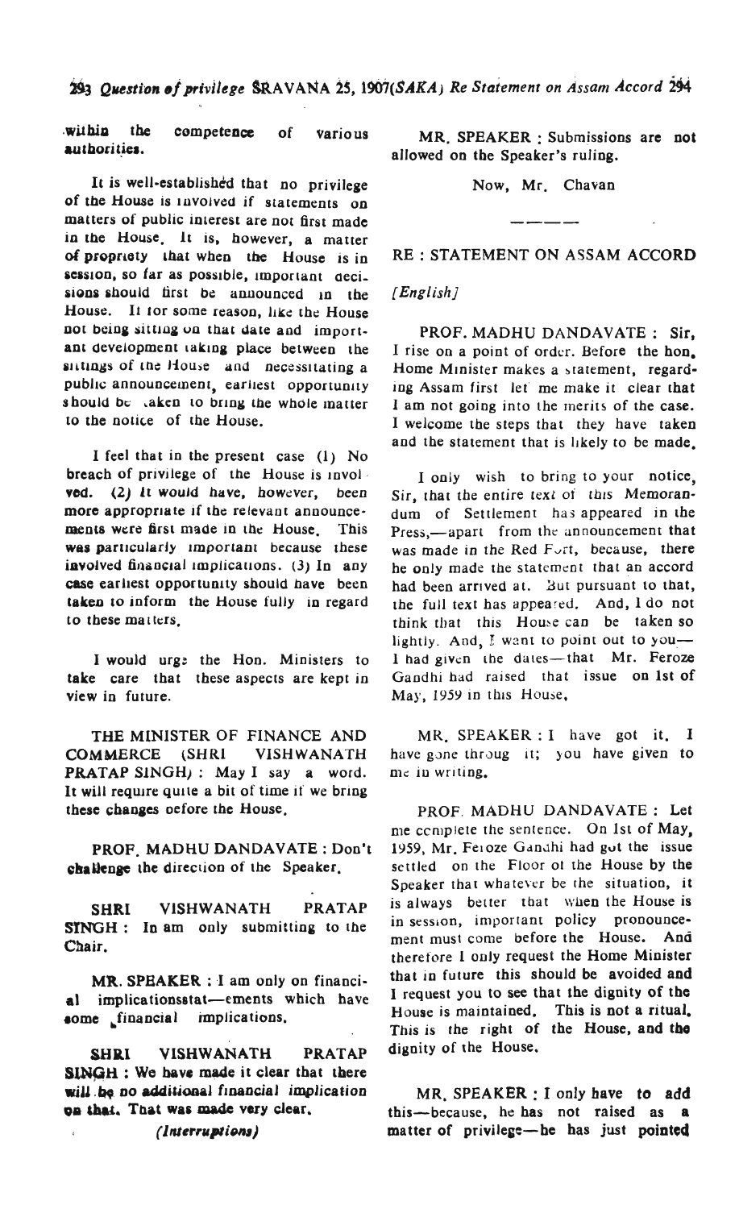within the competence of various authorities.

It is well-established that no privilege of the House is involved if statements on matters of public interest are not first made in the House. It is, however, a matter of propriety that when the House is in session, so far as possible, important decisions should first be announced in the House. If for some reason, like the House not being sitting on that date and important development taking place between the sittings of the House and necessitating a public announcement, earliest opportunity should be taken to bring the whole matter to the notice of the House.

I feel that in the present case (1) No breach of privilege of the House is involved. (2) It would have, however, been more appropriate if the relevant announcements were first made in the House. This was particularly important because these involved financial implications. (3) In any case earliest opportunity should have been taken to inform the House fully in regard to these matters.

I would urge the Hon. Ministers to take care that these aspects are kept in view in future.

THE MINISTER OF FINANCE AND COMMERCE (SHRI VISHWANATH PRATAP SINGH) : May I say a word. It will require quite a bit of time if we bring these changes before the House.

PROF. MADHU DANDAVATE : Don't challenge the direction of the Speaker.

SHRI VISHWANATH PRATAP SINGH : In am only submitting to the Chair.

MR. SPEAKER : I am only on financial implicationsstat—ements which have some financial implications.

SHRI VISHWANATH PRATAP SINGH : We have made it clear that there will be no additional financial implication on that. That was made very clear.

*(Interruptions)*

MR. SPEAKER : Submissions are not allowed on the Speaker's ruling.

Now, Mr. Chavan

———

## RE : STATEMENT ON ASSAM ACCORD

*[English]*

PROF. MADHU DANDAVATE : Sir, I rise on a point of order. Before the hon. Home Minister makes a statement, regarding Assam first let me make it clear that I am not going into the merits of the case. I welcome the steps that they have taken and the statement that is likely to be made.

I only wish to bring to your notice, Sir, that the entire text of this Memorandum of Settlement has appeared in the Press,—apart from the announcement that was made in the Red Fort, because, there he only made the statement that an accord had been arrived at. But pursuant to that, the full text has appeared. And, I do not think that this House can be taken so lightly. And, I want to point out to you—I had given the dates—that Mr. Feroze Gandhi had raised that issue on 1st of May, 1959 in this House.

MR. SPEAKER : I have got it. I have gone throug it; you have given to me in writing.

PROF. MADHU DANDAVATE : Let me complete the sentence. On 1st of May, 1959, Mr. Feroze Gandhi had got the issue settled on the Floor of the House by the Speaker that whatever be the situation, it is always better that when the House is in session, important policy pronouncement must come before the House. And therefore I only request the Home Minister that in future this should be avoided and I request you to see that the dignity of the House is maintained. This is not a ritual. This is the right of the House, and the dignity of the House.

MR. SPEAKER : I only have to add this—because, he has not raised as a matter of privilege—he has just pointed